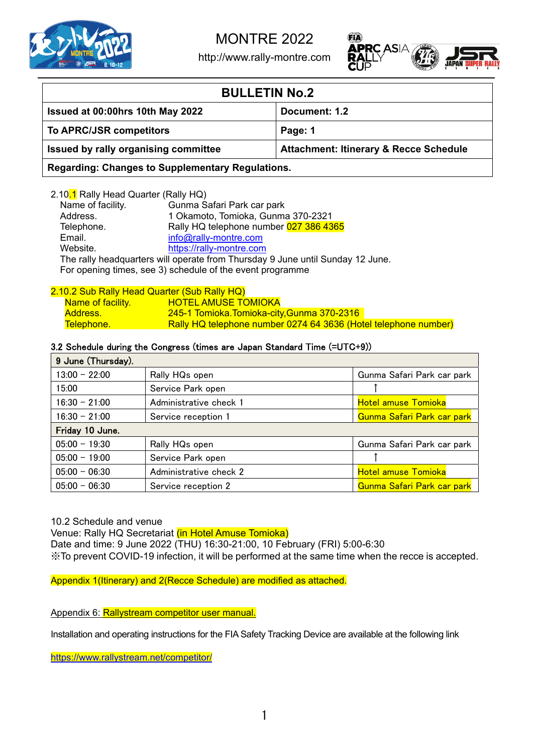MONTRE 2022

http://www.rally-montre.com

| BULLETIN No.2 | |
|---|---|
| **Issued at 00:00hrs 10th May 2022** | **Document: 1.2** |
| **To APRC/JSR competitors** | **Page: 1** |
| **Issued by rally organising committee** | **Attachment: Itinerary & Recce Schedule** |
| **Regarding: Changes to Supplementary Regulations.** | |

2.10.1 Rally Head Quarter (Rally HQ)

Name of facility. Gunma Safari Park car park
Address. 1 Okamoto, Tomioka, Gunma 370-2321
Telephone. Rally HQ telephone number 027 386 4365
Email. info@rally-montre.com
Website. https://rally-montre.com

The rally headquarters will operate from Thursday 9 June until Sunday 12 June.
For opening times, see 3) schedule of the event programme

2.10.2 Sub Rally Head Quarter (Sub Rally HQ)

Name of facility. HOTEL AMUSE TOMIOKA
Address. 245-1 Tomioka.Tomioka-city,Gunma 370-2316
Telephone. Rally HQ telephone number 0274 64 3636 (Hotel telephone number)

3.2 Schedule during the Congress (times are Japan Standard Time (=UTC+9))

| 9 June (Thursday). | | |
|---|---|---|
| 13:00 – 22:00 | Rally HQs open | Gunma Safari Park car park |
| 15:00 | Service Park open | ↑ |
| 16:30 – 21:00 | Administrative check 1 | Hotel amuse Tomioka |
| 16:30 – 21:00 | Service reception 1 | Gunma Safari Park car park |
| **Friday 10 June.** | | |
| 05:00 – 19:30 | Rally HQs open | Gunma Safari Park car park |
| 05:00 – 19:00 | Service Park open | ↑ |
| 05:00 – 06:30 | Administrative check 2 | Hotel amuse Tomioka |
| 05:00 – 06:30 | Service reception 2 | Gunma Safari Park car park |

10.2 Schedule and venue

Venue: Rally HQ Secretariat (in Hotel Amuse Tomioka)
Date and time: 9 June 2022 (THU) 16:30-21:00, 10 February (FRI) 5:00-6:30
※To prevent COVID-19 infection, it will be performed at the same time when the recce is accepted.

Appendix 1(Itinerary) and 2(Recce Schedule) are modified as attached.

Appendix 6: Rallystream competitor user manual.

Installation and operating instructions for the FIA Safety Tracking Device are available at the following link

https://www.rallystream.net/competitor/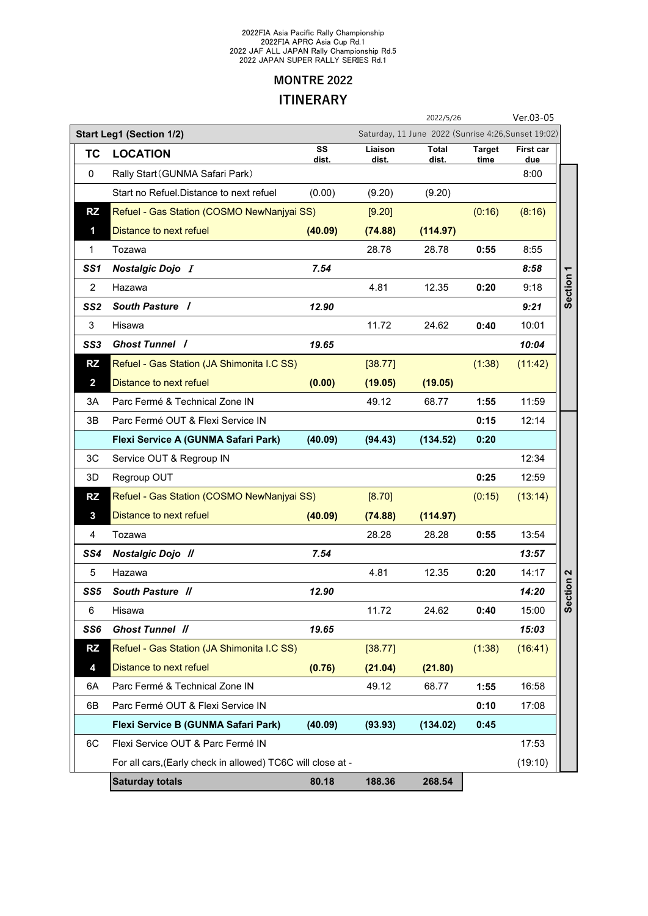2022FIA Asia Pacific Rally Championship
2022FIA APRC Asia Cup Rd.1
2022 JAF ALL JAPAN Rally Championship Rd.5
2022 JAPAN SUPER RALLY SERIES Rd.1

# MONTRE 2022

## ITINERARY

2022/5/26 Ver.03-05

**Start Leg1 (Section 1/2)** — Saturday, 11 June 2022 (Sunrise 4:26,Sunset 19:02)

| TC | LOCATION | SS dist. | Liaison dist. | Total dist. | Target time | First car due | |
|---|---|---|---|---|---|---|---|
| 0 | Rally Start（GUNMA Safari Park） | | | | | 8:00 | Section 1 |
| | Start no Refuel.Distance to next refuel | (0.00) | (9.20) | (9.20) | | | |
| **RZ** | Refuel - Gas Station (COSMO NewNanjyai SS) | | [9.20] | | (0:16) | (8:16) | |
| **1** | Distance to next refuel | **(40.09)** | **(74.88)** | **(114.97)** | | | |
| 1 | Tozawa | | 28.78 | 28.78 | **0:55** | 8:55 | |
| ***SS1*** | ***Nostalgic Dojo Ⅰ*** | ***7.54*** | | | | ***8:58*** | |
| 2 | Hazawa | | 4.81 | 12.35 | **0:20** | 9:18 | |
| ***SS2*** | ***South Pasture Ⅰ*** | ***12.90*** | | | | ***9:21*** | |
| 3 | Hisawa | | 11.72 | 24.62 | **0:40** | 10:01 | |
| ***SS3*** | ***Ghost Tunnel Ⅰ*** | ***19.65*** | | | | ***10:04*** | |
| **RZ** | Refuel - Gas Station (JA Shimonita I.C SS) | | [38.77] | | (1:38) | (11:42) | |
| **2** | Distance to next refuel | **(0.00)** | **(19.05)** | **(19.05)** | | | |
| 3A | Parc Fermé & Technical Zone IN | | 49.12 | 68.77 | **1:55** | 11:59 | |
| 3B | Parc Fermé OUT & Flexi Service IN | | | | **0:15** | 12:14 | Section 2 |
| | **Flexi Service A (GUNMA Safari Park)** | **(40.09)** | **(94.43)** | **(134.52)** | **0:20** | | |
| 3C | Service OUT & Regroup IN | | | | | 12:34 | |
| 3D | Regroup OUT | | | | **0:25** | 12:59 | |
| **RZ** | Refuel - Gas Station (COSMO NewNanjyai SS) | | [8.70] | | (0:15) | (13:14) | |
| **3** | Distance to next refuel | **(40.09)** | **(74.88)** | **(114.97)** | | | |
| 4 | Tozawa | | 28.28 | 28.28 | **0:55** | 13:54 | |
| ***SS4*** | ***Nostalgic Dojo Ⅱ*** | ***7.54*** | | | | ***13:57*** | |
| 5 | Hazawa | | 4.81 | 12.35 | **0:20** | 14:17 | |
| ***SS5*** | ***South Pasture Ⅱ*** | ***12.90*** | | | | ***14:20*** | |
| 6 | Hisawa | | 11.72 | 24.62 | **0:40** | 15:00 | |
| ***SS6*** | ***Ghost Tunnel Ⅱ*** | ***19.65*** | | | | ***15:03*** | |
| **RZ** | Refuel - Gas Station (JA Shimonita I.C SS) | | [38.77] | | (1:38) | (16:41) | |
| **4** | Distance to next refuel | **(0.76)** | **(21.04)** | **(21.80)** | | | |
| 6A | Parc Fermé & Technical Zone IN | | 49.12 | 68.77 | **1:55** | 16:58 | |
| 6B | Parc Fermé OUT & Flexi Service IN | | | | **0:10** | 17:08 | |
| | **Flexi Service B (GUNMA Safari Park)** | **(40.09)** | **(93.93)** | **(134.02)** | **0:45** | | |
| 6C | Flexi Service OUT & Parc Fermé IN | | | | | 17:53 | |
| | For all cars,(Early check in allowed) TC6C will close at - | | | | | (19:10) | |
| | **Saturday totals** | **80.18** | **188.36** | **268.54** | | | |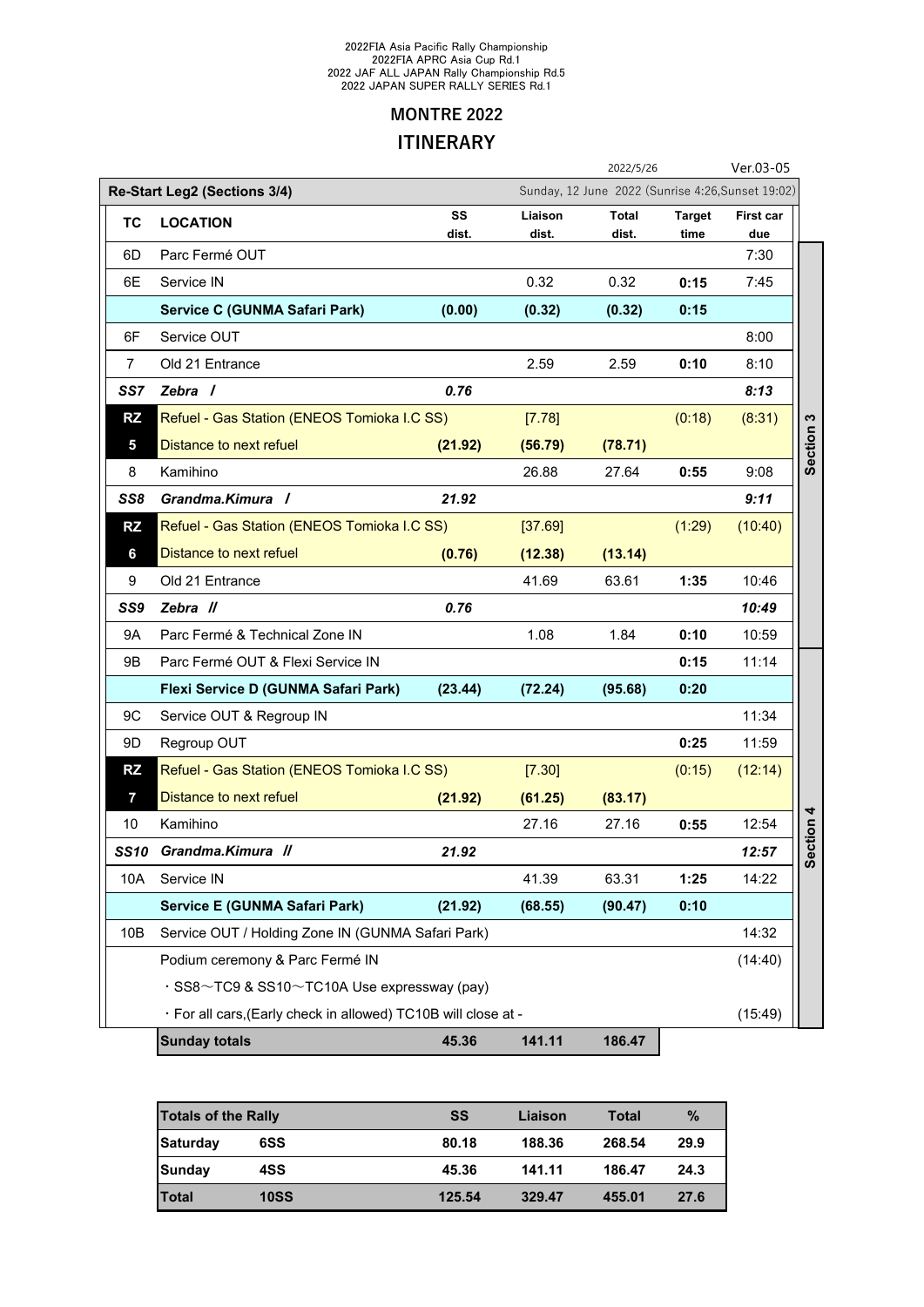2022FIA Asia Pacific Rally Championship
2022FIA APRC Asia Cup Rd.1
2022 JAF ALL JAPAN Rally Championship Rd.5
2022 JAPAN SUPER RALLY SERIES Rd.1

# MONTRE 2022

## ITINERARY

2022/5/26 Ver.03-05

| Re-Start Leg2 (Sections 3/4) | | Sunday, 12 June 2022 (Sunrise 4:26,Sunset 19:02) | | | | | |
|---|---|---|---|---|---|---|---|
| **TC** | **LOCATION** | **SS dist.** | **Liaison dist.** | **Total dist.** | **Target time** | **First car due** | |
| 6D | Parc Fermé OUT | | | | | 7:30 | Section 3 |
| 6E | Service IN | | 0.32 | 0.32 | **0:15** | 7:45 | |
| | **Service C (GUNMA Safari Park)** | **(0.00)** | **(0.32)** | **(0.32)** | **0:15** | | |
| 6F | Service OUT | | | | | 8:00 | |
| 7 | Old 21 Entrance | | 2.59 | 2.59 | **0:10** | 8:10 | |
| ***SS7*** | ***Zebra Ⅰ*** | ***0.76*** | | | | ***8:13*** | |
| **RZ** | Refuel - Gas Station (ENEOS Tomioka I.C SS) | | [7.78] | | (0:18) | (8:31) | |
| **5** | Distance to next refuel | **(21.92)** | **(56.79)** | **(78.71)** | | | |
| 8 | Kamihino | | 26.88 | 27.64 | **0:55** | 9:08 | |
| ***SS8*** | ***Grandma.Kimura Ⅰ*** | ***21.92*** | | | | ***9:11*** | |
| **RZ** | Refuel - Gas Station (ENEOS Tomioka I.C SS) | | [37.69] | | (1:29) | (10:40) | |
| **6** | Distance to next refuel | **(0.76)** | **(12.38)** | **(13.14)** | | | |
| 9 | Old 21 Entrance | | 41.69 | 63.61 | **1:35** | 10:46 | |
| ***SS9*** | ***Zebra Ⅱ*** | ***0.76*** | | | | ***10:49*** | |
| 9A | Parc Fermé & Technical Zone IN | | 1.08 | 1.84 | **0:10** | 10:59 | |
| 9B | Parc Fermé OUT & Flexi Service IN | | | | **0:15** | 11:14 | Section 4 |
| | **Flexi Service D (GUNMA Safari Park)** | **(23.44)** | **(72.24)** | **(95.68)** | **0:20** | | |
| 9C | Service OUT & Regroup IN | | | | | 11:34 | |
| 9D | Regroup OUT | | | | **0:25** | 11:59 | |
| **RZ** | Refuel - Gas Station (ENEOS Tomioka I.C SS) | | [7.30] | | (0:15) | (12:14) | |
| **7** | Distance to next refuel | **(21.92)** | **(61.25)** | **(83.17)** | | | |
| 10 | Kamihino | | 27.16 | 27.16 | **0:55** | 12:54 | |
| ***SS10*** | ***Grandma.Kimura Ⅱ*** | ***21.92*** | | | | ***12:57*** | |
| 10A | Service IN | | 41.39 | 63.31 | **1:25** | 14:22 | |
| | **Service E (GUNMA Safari Park)** | **(21.92)** | **(68.55)** | **(90.47)** | **0:10** | | |
| 10B | Service OUT / Holding Zone IN (GUNMA Safari Park) | | | | | 14:32 | |
| | Podium ceremony & Parc Fermé IN | | | | | (14:40) | |
| | ・SS8～TC9 & SS10～TC10A Use expressway (pay) | | | | | | |
| | ・For all cars,(Early check in allowed) TC10B will close at - | | | | | (15:49) | |
| | **Sunday totals** | **45.36** | **141.11** | **186.47** | | | |

| Totals of the Rally | | SS | Liaison | Total | % |
|---|---|---|---|---|---|
| **Saturday** | **6SS** | **80.18** | **188.36** | **268.54** | **29.9** |
| **Sunday** | **4SS** | **45.36** | **141.11** | **186.47** | **24.3** |
| **Total** | **10SS** | **125.54** | **329.47** | **455.01** | **27.6** |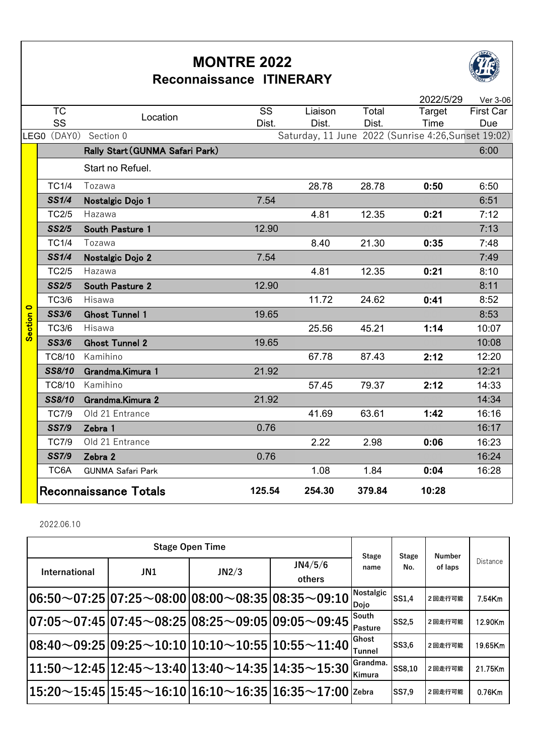# MONTRE 2022
## Reconnaissance ITINERARY

2022/5/29 Ver 3-06

| | TC SS | Location | SS Dist. | Liaison Dist. | Total Dist. | Target Time | First Car Due |
|---|---|---|---|---|---|---|---|
| LEG0 (DAY0) | | Section 0 | Saturday, 11 June 2022 (Sunrise 4:26,Sunset 19:02) | | | | |
| Section 0 | | **Rally Start (GUNMA Safari Park)** | | | | | 6:00 |
| | | Start no Refuel. | | | | | |
| | TC1/4 | Tozawa | | 28.78 | 28.78 | **0:50** | 6:50 |
| | ***SS1/4*** | **Nostalgic Dojo 1** | 7.54 | | | | 6:51 |
| | TC2/5 | Hazawa | | 4.81 | 12.35 | **0:21** | 7:12 |
| | ***SS2/5*** | **South Pasture 1** | 12.90 | | | | 7:13 |
| | TC1/4 | Tozawa | | 8.40 | 21.30 | **0:35** | 7:48 |
| | ***SS1/4*** | **Nostalgic Dojo 2** | 7.54 | | | | 7:49 |
| | TC2/5 | Hazawa | | 4.81 | 12.35 | **0:21** | 8:10 |
| | ***SS2/5*** | **South Pasture 2** | 12.90 | | | | 8:11 |
| | TC3/6 | Hisawa | | 11.72 | 24.62 | **0:41** | 8:52 |
| | ***SS3/6*** | **Ghost Tunnel 1** | 19.65 | | | | 8:53 |
| | TC3/6 | Hisawa | | 25.56 | 45.21 | **1:14** | 10:07 |
| | ***SS3/6*** | **Ghost Tunnel 2** | 19.65 | | | | 10:08 |
| | TC8/10 | Kamihino | | 67.78 | 87.43 | **2:12** | 12:20 |
| | ***SS8/10*** | **Grandma.Kimura 1** | 21.92 | | | | 12:21 |
| | TC8/10 | Kamihino | | 57.45 | 79.37 | **2:12** | 14:33 |
| | ***SS8/10*** | **Grandma.Kimura 2** | 21.92 | | | | 14:34 |
| | TC7/9 | Old 21 Entrance | | 41.69 | 63.61 | **1:42** | 16:16 |
| | ***SS7/9*** | **Zebra 1** | 0.76 | | | | 16:17 |
| | TC7/9 | Old 21 Entrance | | 2.22 | 2.98 | **0:06** | 16:23 |
| | ***SS7/9*** | **Zebra 2** | 0.76 | | | | 16:24 |
| | TC6A | GUNMA Safari Park | | 1.08 | 1.84 | **0:04** | 16:28 |
| | **Reconnaissance Totals** | | **125.54** | **254.30** | **379.84** | **10:28** | |

2022.06.10

| Stage Open Time | | | | Stage name | Stage No. | Number of laps | Distance |
|---|---|---|---|---|---|---|---|
| International | JN1 | JN2/3 | JN4/5/6 others | | | | |
| 06:50～07:25 | 07:25～08:00 | 08:00～08:35 | 08:35～09:10 | Nostalgic Dojo | SS1,4 | 2回走行可能 | 7.54Km |
| 07:05～07:45 | 07:45～08:25 | 08:25～09:05 | 09:05～09:45 | South Pasture | SS2,5 | 2回走行可能 | 12.90Km |
| 08:40～09:25 | 09:25～10:10 | 10:10～10:55 | 10:55～11:40 | Ghost Tunnel | SS3,6 | 2回走行可能 | 19.65Km |
| 11:50～12:45 | 12:45～13:40 | 13:40～14:35 | 14:35～15:30 | Grandma. Kimura | SS8,10 | 2回走行可能 | 21.75Km |
| 15:20～15:45 | 15:45～16:10 | 16:10～16:35 | 16:35～17:00 | Zebra | SS7,9 | 2回走行可能 | 0.76Km |